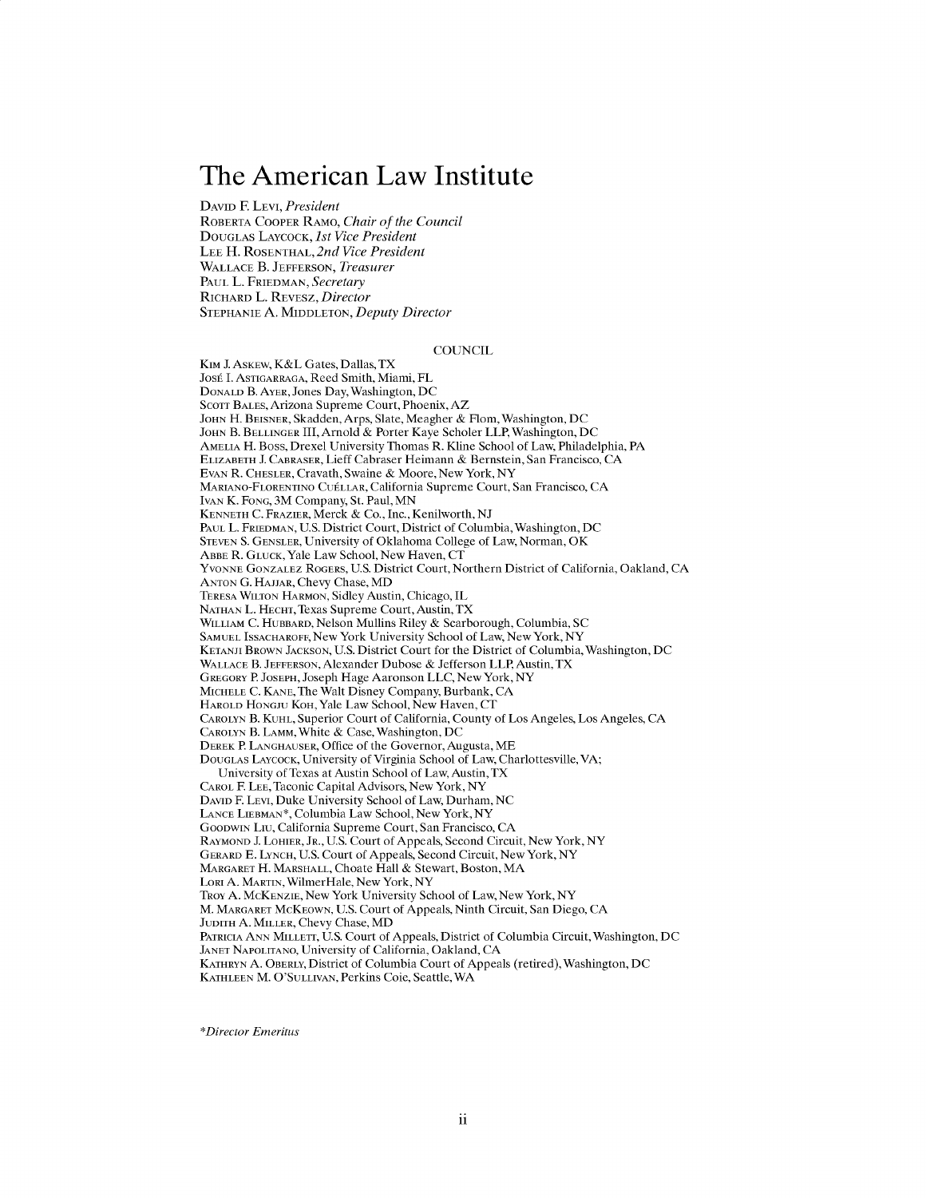# The American Law Institute

DAVID F. LEVI, *President*
ROBERTA COOPER RAMO, *Chair of the Council*
DOUGLAS LAYCOCK, *1st Vice President*
LEE H. ROSENTHAL, *2nd Vice President*
WALLACE B. JEFFERSON, *Treasurer*
PAUL L. FRIEDMAN, *Secretary*
RICHARD L. REVESZ, *Director*
STEPHANIE A. MIDDLETON, *Deputy Director*

## COUNCIL

KIM J. ASKEW, K&L Gates, Dallas, TX
JOSÉ I. ASTIGARRAGA, Reed Smith, Miami, FL
DONALD B. AYER, Jones Day, Washington, DC
SCOTT BALES, Arizona Supreme Court, Phoenix, AZ
JOHN H. BEISNER, Skadden, Arps, Slate, Meagher & Flom, Washington, DC
JOHN B. BELLINGER III, Arnold & Porter Kaye Scholer LLP, Washington, DC
AMELIA H. BOSS, Drexel University Thomas R. Kline School of Law, Philadelphia, PA
ELIZABETH J. CABRASER, Lieff Cabraser Heimann & Bernstein, San Francisco, CA
EVAN R. CHESLER, Cravath, Swaine & Moore, New York, NY
MARIANO-FLORENTINO CUÉLLAR, California Supreme Court, San Francisco, CA
IVAN K. FONG, 3M Company, St. Paul, MN
KENNETH C. FRAZIER, Merck & Co., Inc., Kenilworth, NJ
PAUL L. FRIEDMAN, U.S. District Court, District of Columbia, Washington, DC
STEVEN S. GENSLER, University of Oklahoma College of Law, Norman, OK
ABBE R. GLUCK, Yale Law School, New Haven, CT
YVONNE GONZALEZ ROGERS, U.S. District Court, Northern District of California, Oakland, CA
ANTON G. HAJJAR, Chevy Chase, MD
TERESA WILTON HARMON, Sidley Austin, Chicago, IL
NATHAN L. HECHT, Texas Supreme Court, Austin, TX
WILLIAM C. HUBBARD, Nelson Mullins Riley & Scarborough, Columbia, SC
SAMUEL ISSACHAROFF, New York University School of Law, New York, NY
KETANJI BROWN JACKSON, U.S. District Court for the District of Columbia, Washington, DC
WALLACE B. JEFFERSON, Alexander Dubose & Jefferson LLP, Austin, TX
GREGORY P. JOSEPH, Joseph Hage Aaronson LLC, New York, NY
MICHELE C. KANE, The Walt Disney Company, Burbank, CA
HAROLD HONGJU KOH, Yale Law School, New Haven, CT
CAROLYN B. KUHL, Superior Court of California, County of Los Angeles, Los Angeles, CA
CAROLYN B. LAMM, White & Case, Washington, DC
DEREK P. LANGHAUSER, Office of the Governor, Augusta, ME
DOUGLAS LAYCOCK, University of Virginia School of Law, Charlottesville, VA;
University of Texas at Austin School of Law, Austin, TX
CAROL F. LEE, Taconic Capital Advisors, New York, NY
DAVID F. LEVI, Duke University School of Law, Durham, NC
LANCE LIEBMAN*, Columbia Law School, New York, NY
GOODWIN LIU, California Supreme Court, San Francisco, CA
RAYMOND J. LOHIER, JR., U.S. Court of Appeals, Second Circuit, New York, NY
GERARD E. LYNCH, U.S. Court of Appeals, Second Circuit, New York, NY
MARGARET H. MARSHALL, Choate Hall & Stewart, Boston, MA
LORI A. MARTIN, WilmerHale, New York, NY
TROY A. MCKENZIE, New York University School of Law, New York, NY
M. MARGARET MCKEOWN, U.S. Court of Appeals, Ninth Circuit, San Diego, CA
JUDITH A. MILLER, Chevy Chase, MD
PATRICIA ANN MILLETT, U.S. Court of Appeals, District of Columbia Circuit, Washington, DC
JANET NAPOLITANO, University of California, Oakland, CA
KATHRYN A. OBERLY, District of Columbia Court of Appeals (retired), Washington, DC
KATHLEEN M. O'SULLIVAN, Perkins Coie, Seattle, WA

*\*Director Emeritus*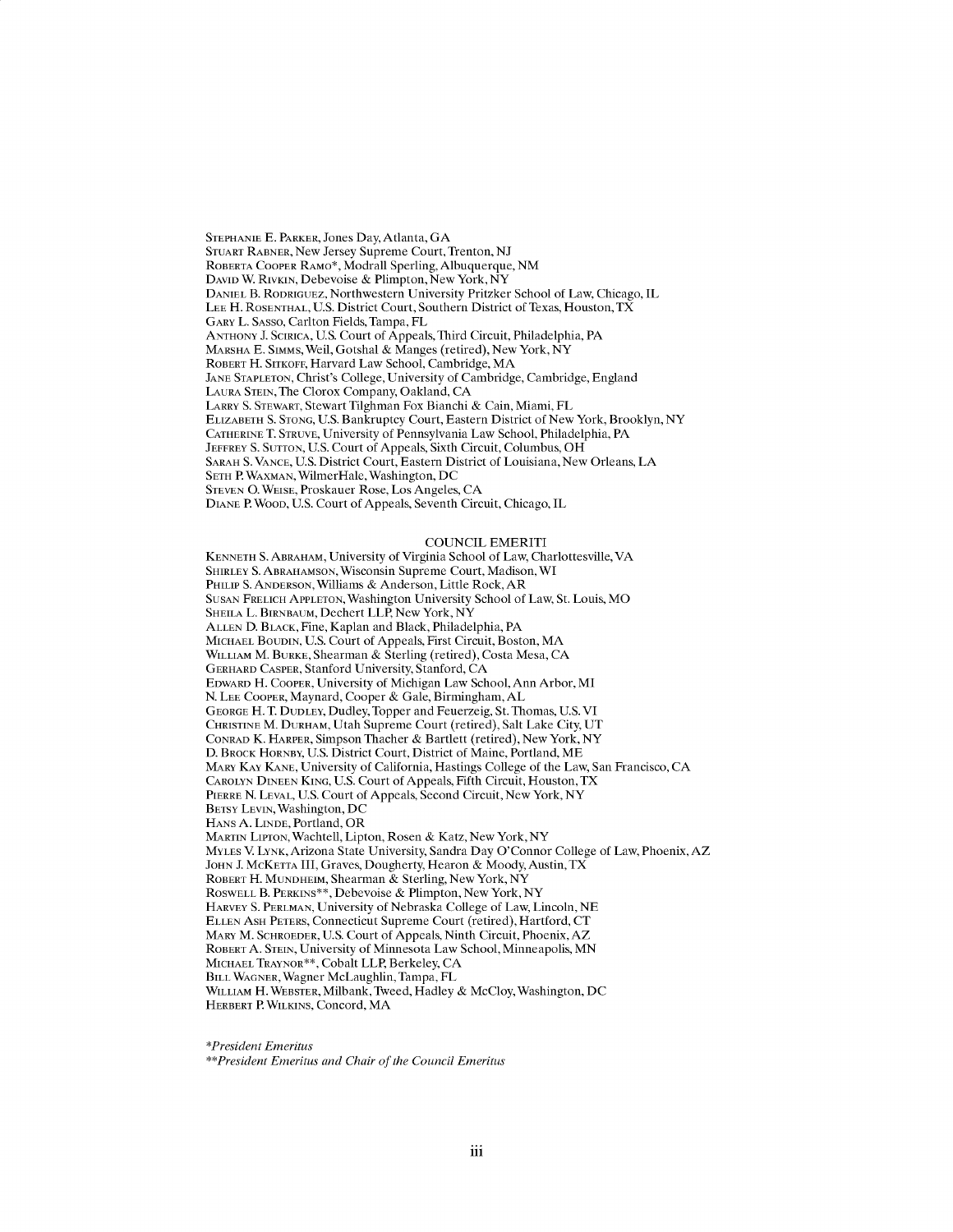STEPHANIE E. PARKER, Jones Day, Atlanta, GA
STUART RABNER, New Jersey Supreme Court, Trenton, NJ
ROBERTA COOPER RAMO*, Modrall Sperling, Albuquerque, NM
DAVID W. RIVKIN, Debevoise & Plimpton, New York, NY
DANIEL B. RODRIGUEZ, Northwestern University Pritzker School of Law, Chicago, IL
LEE H. ROSENTHAL, U.S. District Court, Southern District of Texas, Houston, TX
GARY L. SASSO, Carlton Fields, Tampa, FL
ANTHONY J. SCIRICA, U.S. Court of Appeals, Third Circuit, Philadelphia, PA
MARSHA E. SIMMS, Weil, Gotshal & Manges (retired), New York, NY
ROBERT H. SITKOFF, Harvard Law School, Cambridge, MA
JANE STAPLETON, Christ's College, University of Cambridge, Cambridge, England
LAURA STEIN, The Clorox Company, Oakland, CA
LARRY S. STEWART, Stewart Tilghman Fox Bianchi & Cain, Miami, FL
ELIZABETH S. STONG, U.S. Bankruptcy Court, Eastern District of New York, Brooklyn, NY
CATHERINE T. STRUVE, University of Pennsylvania Law School, Philadelphia, PA
JEFFREY S. SUTTON, U.S. Court of Appeals, Sixth Circuit, Columbus, OH
SARAH S. VANCE, U.S. District Court, Eastern District of Louisiana, New Orleans, LA
SETH P. WAXMAN, WilmerHale, Washington, DC
STEVEN O. WEISE, Proskauer Rose, Los Angeles, CA
DIANE P. WOOD, U.S. Court of Appeals, Seventh Circuit, Chicago, IL

## COUNCIL EMERITI

KENNETH S. ABRAHAM, University of Virginia School of Law, Charlottesville, VA
SHIRLEY S. ABRAHAMSON, Wisconsin Supreme Court, Madison, WI
PHILIP S. ANDERSON, Williams & Anderson, Little Rock, AR
SUSAN FRELICH APPLETON, Washington University School of Law, St. Louis, MO
SHEILA L. BIRNBAUM, Dechert LLP, New York, NY
ALLEN D. BLACK, Fine, Kaplan and Black, Philadelphia, PA
MICHAEL BOUDIN, U.S. Court of Appeals, First Circuit, Boston, MA
WILLIAM M. BURKE, Shearman & Sterling (retired), Costa Mesa, CA
GERHARD CASPER, Stanford University, Stanford, CA
EDWARD H. COOPER, University of Michigan Law School, Ann Arbor, MI
N. LEE COOPER, Maynard, Cooper & Gale, Birmingham, AL
GEORGE H. T. DUDLEY, Dudley, Topper and Feuerzeig, St. Thomas, U.S. VI
CHRISTINE M. DURHAM, Utah Supreme Court (retired), Salt Lake City, UT
CONRAD K. HARPER, Simpson Thacher & Bartlett (retired), New York, NY
D. BROCK HORNBY, U.S. District Court, District of Maine, Portland, ME
MARY KAY KANE, University of California, Hastings College of the Law, San Francisco, CA
CAROLYN DINEEN KING, U.S. Court of Appeals, Fifth Circuit, Houston, TX
PIERRE N. LEVAL, U.S. Court of Appeals, Second Circuit, New York, NY
BETSY LEVIN, Washington, DC
HANS A. LINDE, Portland, OR
MARTIN LIPTON, Wachtell, Lipton, Rosen & Katz, New York, NY
MYLES V. LYNK, Arizona State University, Sandra Day O'Connor College of Law, Phoenix, AZ
JOHN J. MCKETTA III, Graves, Dougherty, Hearon & Moody, Austin, TX
ROBERT H. MUNDHEIM, Shearman & Sterling, New York, NY
ROSWELL B. PERKINS**, Debevoise & Plimpton, New York, NY
HARVEY S. PERLMAN, University of Nebraska College of Law, Lincoln, NE
ELLEN ASH PETERS, Connecticut Supreme Court (retired), Hartford, CT
MARY M. SCHROEDER, U.S. Court of Appeals, Ninth Circuit, Phoenix, AZ
ROBERT A. STEIN, University of Minnesota Law School, Minneapolis, MN
MICHAEL TRAYNOR**, Cobalt LLP, Berkeley, CA
BILL WAGNER, Wagner McLaughlin, Tampa, FL
WILLIAM H. WEBSTER, Milbank, Tweed, Hadley & McCloy, Washington, DC
HERBERT P. WILKINS, Concord, MA

*\*President Emeritus*
*\*\*President Emeritus and Chair of the Council Emeritus*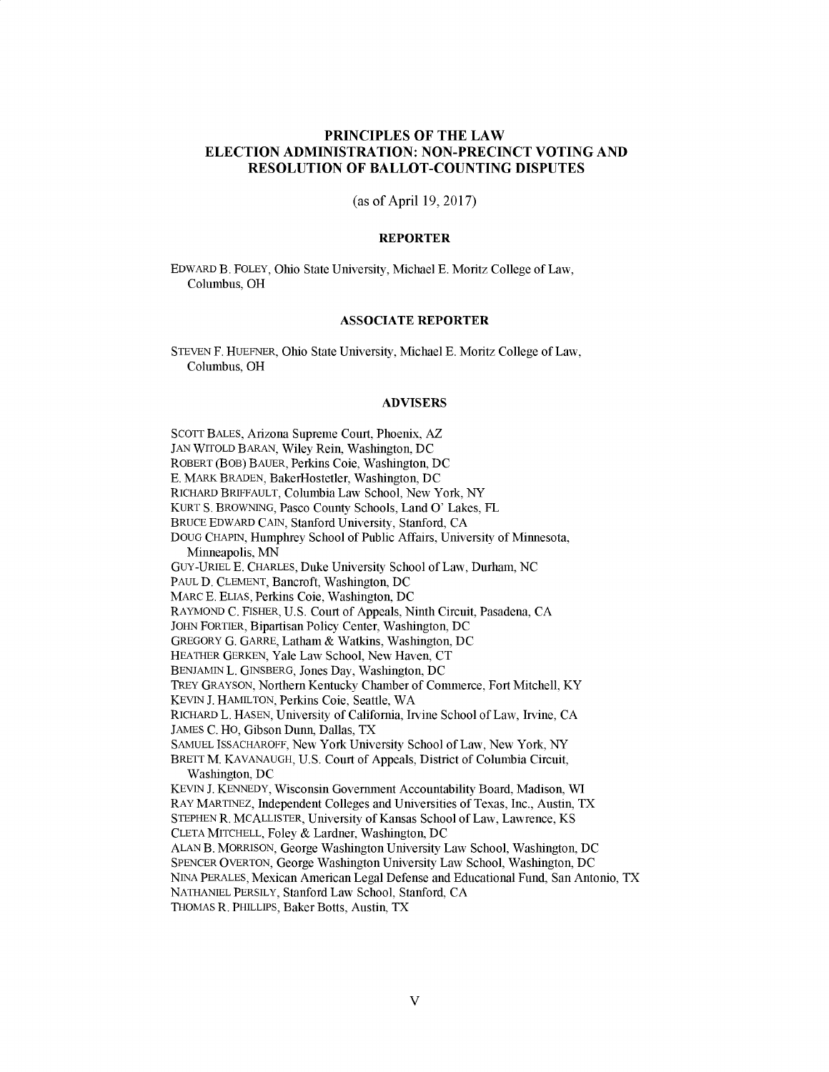# PRINCIPLES OF THE LAW
# ELECTION ADMINISTRATION: NON-PRECINCT VOTING AND RESOLUTION OF BALLOT-COUNTING DISPUTES

(as of April 19, 2017)

## REPORTER

EDWARD B. FOLEY, Ohio State University, Michael E. Moritz College of Law, Columbus, OH

## ASSOCIATE REPORTER

STEVEN F. HUEFNER, Ohio State University, Michael E. Moritz College of Law, Columbus, OH

## ADVISERS

SCOTT BALES, Arizona Supreme Court, Phoenix, AZ
JAN WITOLD BARAN, Wiley Rein, Washington, DC
ROBERT (BOB) BAUER, Perkins Coie, Washington, DC
E. MARK BRADEN, BakerHostetler, Washington, DC
RICHARD BRIFFAULT, Columbia Law School, New York, NY
KURT S. BROWNING, Pasco County Schools, Land O' Lakes, FL
BRUCE EDWARD CAIN, Stanford University, Stanford, CA
DOUG CHAPIN, Humphrey School of Public Affairs, University of Minnesota, Minneapolis, MN
GUY-URIEL E. CHARLES, Duke University School of Law, Durham, NC
PAUL D. CLEMENT, Bancroft, Washington, DC
MARC E. ELIAS, Perkins Coie, Washington, DC
RAYMOND C. FISHER, U.S. Court of Appeals, Ninth Circuit, Pasadena, CA
JOHN FORTIER, Bipartisan Policy Center, Washington, DC
GREGORY G. GARRE, Latham & Watkins, Washington, DC
HEATHER GERKEN, Yale Law School, New Haven, CT
BENJAMIN L. GINSBERG, Jones Day, Washington, DC
TREY GRAYSON, Northern Kentucky Chamber of Commerce, Fort Mitchell, KY
KEVIN J. HAMILTON, Perkins Coie, Seattle, WA
RICHARD L. HASEN, University of California, Irvine School of Law, Irvine, CA
JAMES C. HO, Gibson Dunn, Dallas, TX
SAMUEL ISSACHAROFF, New York University School of Law, New York, NY
BRETT M. KAVANAUGH, U.S. Court of Appeals, District of Columbia Circuit, Washington, DC
KEVIN J. KENNEDY, Wisconsin Government Accountability Board, Madison, WI
RAY MARTINEZ, Independent Colleges and Universities of Texas, Inc., Austin, TX
STEPHEN R. MCALLISTER, University of Kansas School of Law, Lawrence, KS
CLETA MITCHELL, Foley & Lardner, Washington, DC
ALAN B. MORRISON, George Washington University Law School, Washington, DC
SPENCER OVERTON, George Washington University Law School, Washington, DC
NINA PERALES, Mexican American Legal Defense and Educational Fund, San Antonio, TX
NATHANIEL PERSILY, Stanford Law School, Stanford, CA
THOMAS R. PHILLIPS, Baker Botts, Austin, TX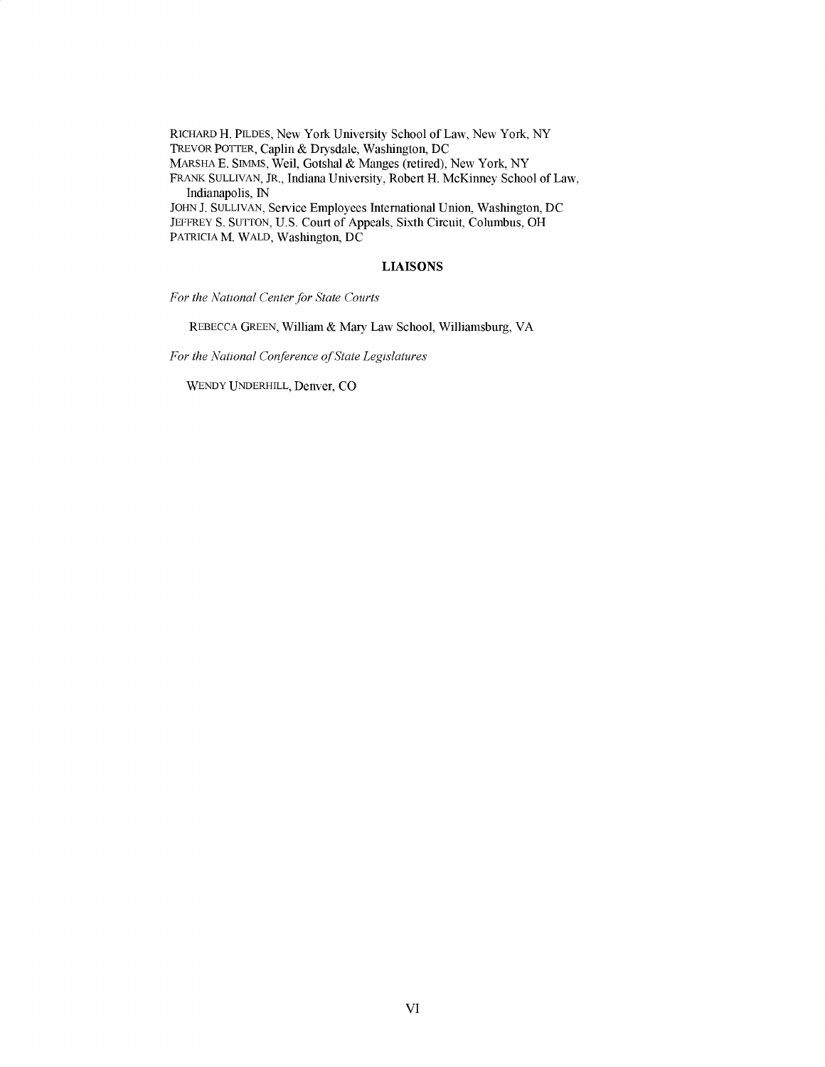RICHARD H. PILDES, New York University School of Law, New York, NY
TREVOR POTTER, Caplin & Drysdale, Washington, DC
MARSHA E. SIMMS, Weil, Gotshal & Manges (retired), New York, NY
FRANK SULLIVAN, JR., Indiana University, Robert H. McKinney School of Law, Indianapolis, IN
JOHN J. SULLIVAN, Service Employees International Union, Washington, DC
JEFFREY S. SUTTON, U.S. Court of Appeals, Sixth Circuit, Columbus, OH
PATRICIA M. WALD, Washington, DC

## LIAISONS

*For the National Center for State Courts*

REBECCA GREEN, William & Mary Law School, Williamsburg, VA

*For the National Conference of State Legislatures*

WENDY UNDERHILL, Denver, CO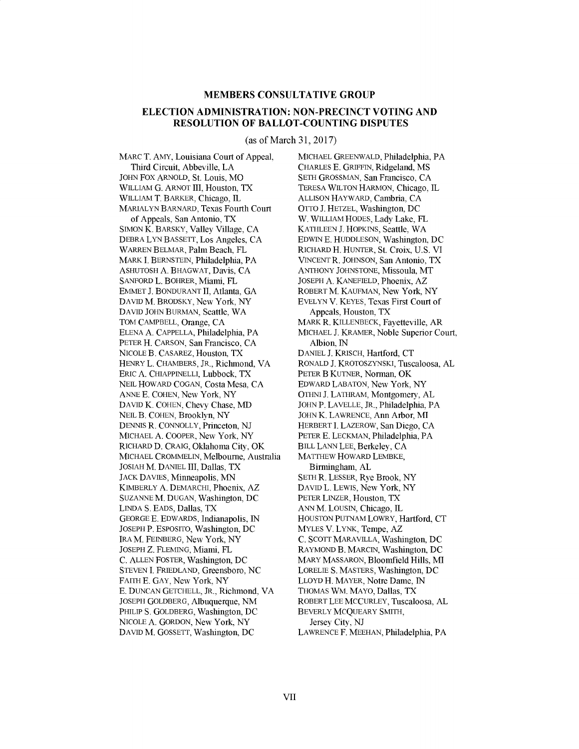## MEMBERS CONSULTATIVE GROUP

## ELECTION ADMINISTRATION: NON-PRECINCT VOTING AND RESOLUTION OF BALLOT-COUNTING DISPUTES

(as of March 31, 2017)

MARC T. AMY, Louisiana Court of Appeal, Third Circuit, Abbeville, LA
JOHN FOX ARNOLD, St. Louis, MO
WILLIAM G. ARNOT III, Houston, TX
WILLIAM T. BARKER, Chicago, IL
MARIALYN BARNARD, Texas Fourth Court of Appeals, San Antonio, TX
SIMON K. BARSKY, Valley Village, CA
DEBRA LYN BASSETT, Los Angeles, CA
WARREN BELMAR, Palm Beach, FL
MARK I. BERNSTEIN, Philadelphia, PA
ASHUTOSH A. BHAGWAT, Davis, CA
SANFORD L. BOHRER, Miami, FL
EMMET J. BONDURANT II, Atlanta, GA
DAVID M. BRODSKY, New York, NY
DAVID JOHN BURMAN, Seattle, WA
TOM CAMPBELL, Orange, CA
ELENA A. CAPPELLA, Philadelphia, PA
PETER H. CARSON, San Francisco, CA
NICOLE B. CASAREZ, Houston, TX
HENRY L. CHAMBERS, JR., Richmond, VA
ERIC A. CHIAPPINELLI, Lubbock, TX
NEIL HOWARD COGAN, Costa Mesa, CA
ANNE E. COHEN, New York, NY
DAVID K. COHEN, Chevy Chase, MD
NEIL B. COHEN, Brooklyn, NY
DENNIS R. CONNOLLY, Princeton, NJ
MICHAEL A. COOPER, New York, NY
RICHARD D. CRAIG, Oklahoma City, OK
MICHAEL CROMMELIN, Melbourne, Australia
JOSIAH M. DANIEL III, Dallas, TX
JACK DAVIES, Minneapolis, MN
KIMBERLY A. DEMARCHI, Phoenix, AZ
SUZANNE M. DUGAN, Washington, DC
LINDA S. EADS, Dallas, TX
GEORGE E. EDWARDS, Indianapolis, IN
JOSEPH P. ESPOSITO, Washington, DC
IRA M. FEINBERG, New York, NY
JOSEPH Z. FLEMING, Miami, FL
C. ALLEN FOSTER, Washington, DC
STEVEN I. FRIEDLAND, Greensboro, NC
FAITH E. GAY, New York, NY
E. DUNCAN GETCHELL, JR., Richmond, VA
JOSEPH GOLDBERG, Albuquerque, NM
PHILIP S. GOLDBERG, Washington, DC
NICOLE A. GORDON, New York, NY
DAVID M. GOSSETT, Washington, DC
MICHAEL GREENWALD, Philadelphia, PA
CHARLES E. GRIFFIN, Ridgeland, MS
SETH GROSSMAN, San Francisco, CA
TERESA WILTON HARMON, Chicago, IL
ALLISON HAYWARD, Cambria, CA
OTTO J. HETZEL, Washington, DC
W. WILLIAM HODES, Lady Lake, FL
KATHLEEN J. HOPKINS, Seattle, WA
EDWIN E. HUDDLESON, Washington, DC
RICHARD H. HUNTER, St. Croix, U.S. VI
VINCENT R. JOHNSON, San Antonio, TX
ANTHONY JOHNSTONE, Missoula, MT
JOSEPH A. KANEFIELD, Phoenix, AZ
ROBERT M. KAUFMAN, New York, NY
EVELYN V. KEYES, Texas First Court of Appeals, Houston, TX
MARK R. KILLENBECK, Fayetteville, AR
MICHAEL J. KRAMER, Noble Superior Court, Albion, IN
DANIEL J. KRISCH, Hartford, CT
RONALD J. KROTOSZYNSKI, Tuscaloosa, AL
PETER B KUTNER, Norman, OK
EDWARD LABATON, New York, NY
OTHNI J. LATHRAM, Montgomery, AL
JOHN P. LAVELLE, JR., Philadelphia, PA
JOHN K. LAWRENCE, Ann Arbor, MI
HERBERT I. LAZEROW, San Diego, CA
PETER E. LECKMAN, Philadelphia, PA
BILL LANN LEE, Berkeley, CA
MATTHEW HOWARD LEMBKE, Birmingham, AL
SETH R. LESSER, Rye Brook, NY
DAVID L. LEWIS, New York, NY
PETER LINZER, Houston, TX
ANN M. LOUSIN, Chicago, IL
HOUSTON PUTNAM LOWRY, Hartford, CT
MYLES V. LYNK, Tempe, AZ
C. SCOTT MARAVILLA, Washington, DC
RAYMOND B. MARCIN, Washington, DC
MARY MASSARON, Bloomfield Hills, MI
LORELIE S. MASTERS, Washington, DC
LLOYD H. MAYER, Notre Dame, IN
THOMAS WM. MAYO, Dallas, TX
ROBERT LEE MCCURLEY, Tuscaloosa, AL
BEVERLY MCQUEARY SMITH, Jersey City, NJ
LAWRENCE F. MEEHAN, Philadelphia, PA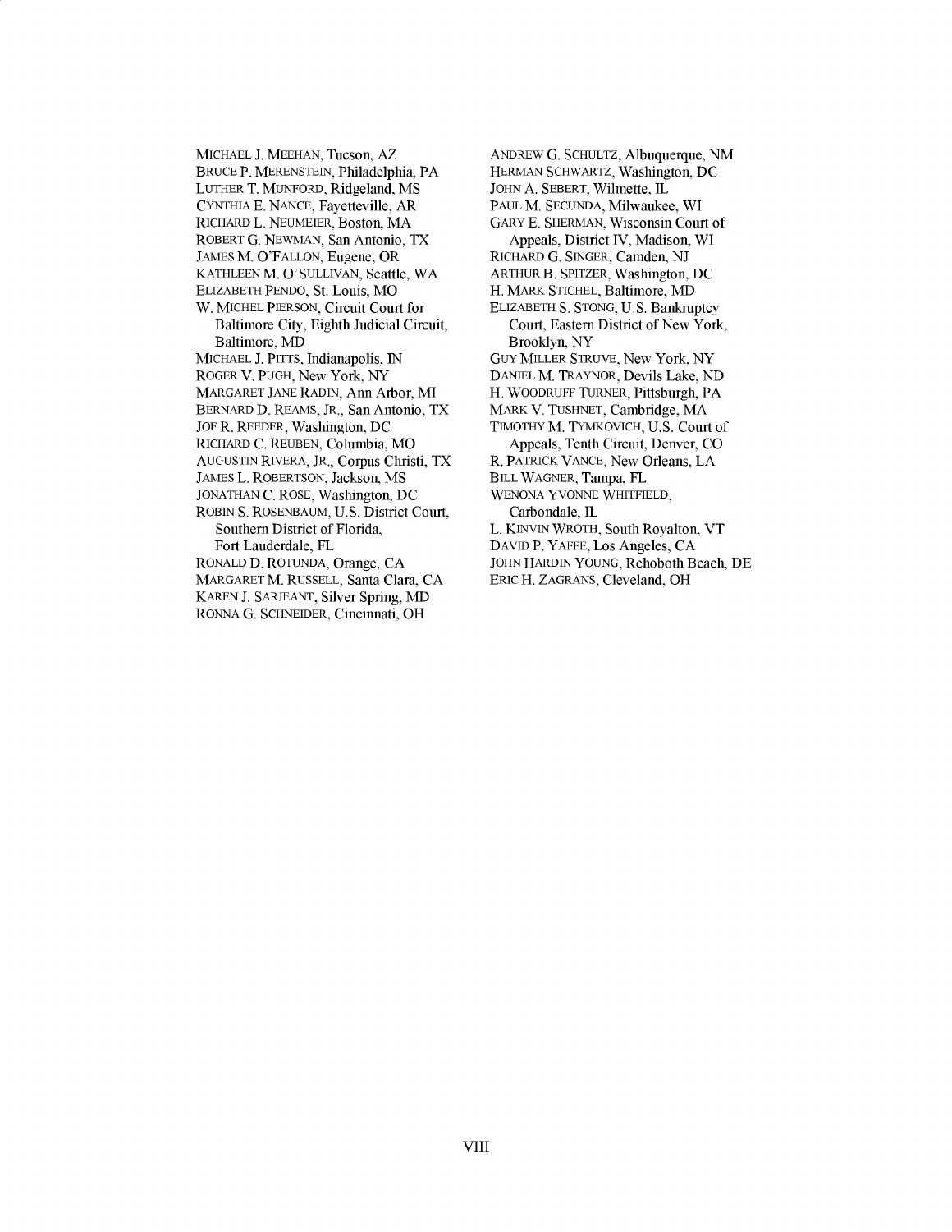MICHAEL J. MEEHAN, Tucson, AZ
BRUCE P. MERENSTEIN, Philadelphia, PA
LUTHER T. MUNFORD, Ridgeland, MS
CYNTHIA E. NANCE, Fayetteville, AR
RICHARD L. NEUMEIER, Boston, MA
ROBERT G. NEWMAN, San Antonio, TX
JAMES M. O'FALLON, Eugene, OR
KATHLEEN M. O'SULLIVAN, Seattle, WA
ELIZABETH PENDO, St. Louis, MO
W. MICHEL PIERSON, Circuit Court for Baltimore City, Eighth Judicial Circuit, Baltimore, MD
MICHAEL J. PITTS, Indianapolis, IN
ROGER V. PUGH, New York, NY
MARGARET JANE RADIN, Ann Arbor, MI
BERNARD D. REAMS, JR., San Antonio, TX
JOE R. REEDER, Washington, DC
RICHARD C. REUBEN, Columbia, MO
AUGUSTIN RIVERA, JR., Corpus Christi, TX
JAMES L. ROBERTSON, Jackson, MS
JONATHAN C. ROSE, Washington, DC
ROBIN S. ROSENBAUM, U.S. District Court, Southern District of Florida, Fort Lauderdale, FL
RONALD D. ROTUNDA, Orange, CA
MARGARET M. RUSSELL, Santa Clara, CA
KAREN J. SARJEANT, Silver Spring, MD
RONNA G. SCHNEIDER, Cincinnati, OH
ANDREW G. SCHULTZ, Albuquerque, NM
HERMAN SCHWARTZ, Washington, DC
JOHN A. SEBERT, Wilmette, IL
PAUL M. SECUNDA, Milwaukee, WI
GARY E. SHERMAN, Wisconsin Court of Appeals, District IV, Madison, WI
RICHARD G. SINGER, Camden, NJ
ARTHUR B. SPITZER, Washington, DC
H. MARK STICHEL, Baltimore, MD
ELIZABETH S. STONG, U.S. Bankruptcy Court, Eastern District of New York, Brooklyn, NY
GUY MILLER STRUVE, New York, NY
DANIEL M. TRAYNOR, Devils Lake, ND
H. WOODRUFF TURNER, Pittsburgh, PA
MARK V. TUSHNET, Cambridge, MA
TIMOTHY M. TYMKOVICH, U.S. Court of Appeals, Tenth Circuit, Denver, CO
R. PATRICK VANCE, New Orleans, LA
BILL WAGNER, Tampa, FL
WENONA YVONNE WHITFIELD, Carbondale, IL
L. KINVIN WROTH, South Royalton, VT
DAVID P. YAFFE, Los Angeles, CA
JOHN HARDIN YOUNG, Rehoboth Beach, DE
ERIC H. ZAGRANS, Cleveland, OH